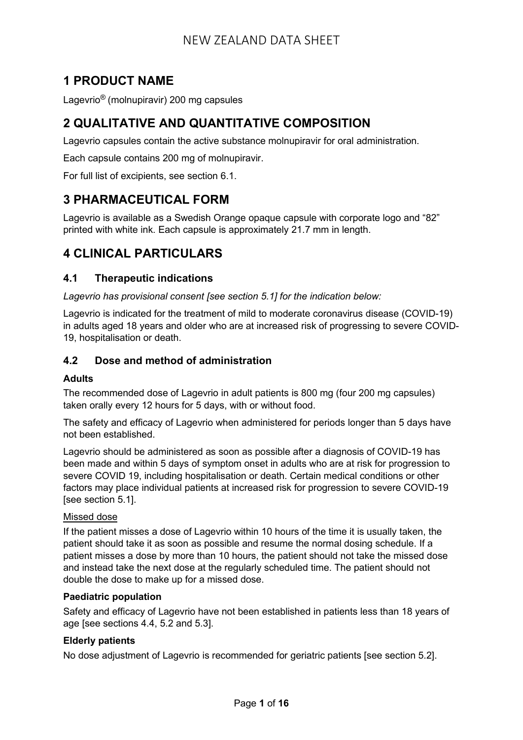# 1 PRODUCT NAME

Lagevrio® (molnupiravir) 200 mg capsules

# 2 QUALITATIVE AND QUANTITATIVE COMPOSITION

Lagevrio capsules contain the active substance molnupiravir for oral administration.

Each capsule contains 200 mg of molnupiravir.

For full list of excipients, see section 6.1.

# 3 PHARMACEUTICAL FORM

Lagevrio is available as a Swedish Orange opaque capsule with corporate logo and "82" printed with white ink. Each capsule is approximately 21.7 mm in length.

# 4 CLINICAL PARTICULARS

## 4.1 Therapeutic indications

*Lagevrio has provisional consent [see section 5.1] for the indication below:*

Lagevrio is indicated for the treatment of mild to moderate coronavirus disease (COVID-19) in adults aged 18 years and older who are at increased risk of progressing to severe COVID-19, hospitalisation or death.

## 4.2 Dose and method of administration

**Adults**

The recommended dose of Lagevrio in adult patients is 800 mg (four 200 mg capsules) taken orally every 12 hours for 5 days, with or without food.

The safety and efficacy of Lagevrio when administered for periods longer than 5 days have not been established.

Lagevrio should be administered as soon as possible after a diagnosis of COVID-19 has been made and within 5 days of symptom onset in adults who are at risk for progression to severe COVID 19, including hospitalisation or death. Certain medical conditions or other factors may place individual patients at increased risk for progression to severe COVID-19 [see section 5.1].

Missed dose

If the patient misses a dose of Lagevrio within 10 hours of the time it is usually taken, the patient should take it as soon as possible and resume the normal dosing schedule. If a patient misses a dose by more than 10 hours, the patient should not take the missed dose and instead take the next dose at the regularly scheduled time. The patient should not double the dose to make up for a missed dose.

**Paediatric population**

Safety and efficacy of Lagevrio have not been established in patients less than 18 years of age [see sections 4.4, 5.2 and 5.3].

**Elderly patients**

No dose adjustment of Lagevrio is recommended for geriatric patients [see section 5.2].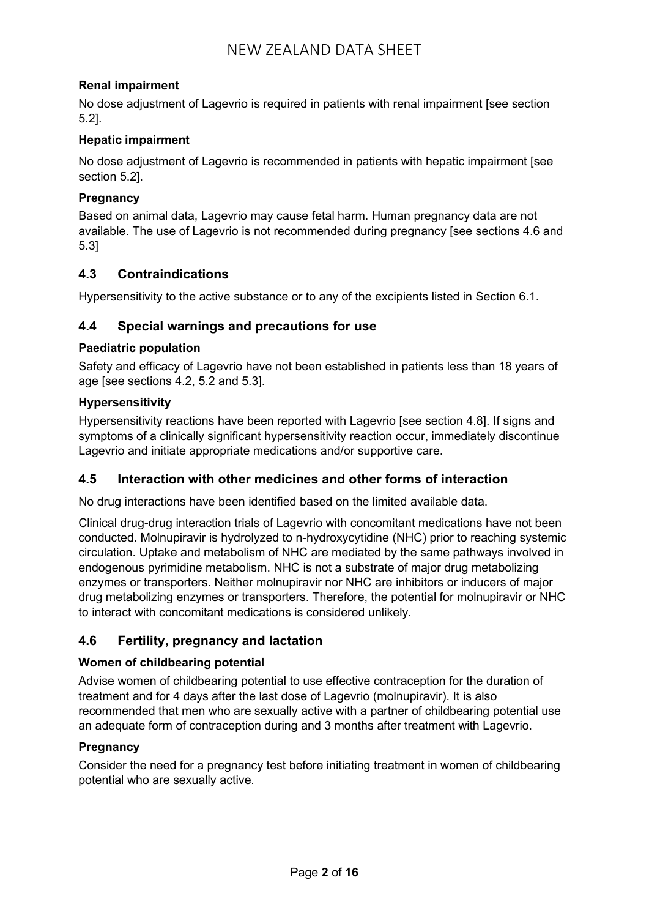**Renal impairment**

No dose adjustment of Lagevrio is required in patients with renal impairment [see section 5.2].

**Hepatic impairment**

No dose adjustment of Lagevrio is recommended in patients with hepatic impairment [see section 5.2].

**Pregnancy**

Based on animal data, Lagevrio may cause fetal harm. Human pregnancy data are not available. The use of Lagevrio is not recommended during pregnancy [see sections 4.6 and 5.3]

## 4.3 Contraindications

Hypersensitivity to the active substance or to any of the excipients listed in Section 6.1.

## 4.4 Special warnings and precautions for use

**Paediatric population**

Safety and efficacy of Lagevrio have not been established in patients less than 18 years of age [see sections 4.2, 5.2 and 5.3].

**Hypersensitivity**

Hypersensitivity reactions have been reported with Lagevrio [see section 4.8]. If signs and symptoms of a clinically significant hypersensitivity reaction occur, immediately discontinue Lagevrio and initiate appropriate medications and/or supportive care.

## 4.5 Interaction with other medicines and other forms of interaction

No drug interactions have been identified based on the limited available data.

Clinical drug-drug interaction trials of Lagevrio with concomitant medications have not been conducted. Molnupiravir is hydrolyzed to n-hydroxycytidine (NHC) prior to reaching systemic circulation. Uptake and metabolism of NHC are mediated by the same pathways involved in endogenous pyrimidine metabolism. NHC is not a substrate of major drug metabolizing enzymes or transporters. Neither molnupiravir nor NHC are inhibitors or inducers of major drug metabolizing enzymes or transporters. Therefore, the potential for molnupiravir or NHC to interact with concomitant medications is considered unlikely.

## 4.6 Fertility, pregnancy and lactation

**Women of childbearing potential**

Advise women of childbearing potential to use effective contraception for the duration of treatment and for 4 days after the last dose of Lagevrio (molnupiravir). It is also recommended that men who are sexually active with a partner of childbearing potential use an adequate form of contraception during and 3 months after treatment with Lagevrio.

**Pregnancy**

Consider the need for a pregnancy test before initiating treatment in women of childbearing potential who are sexually active.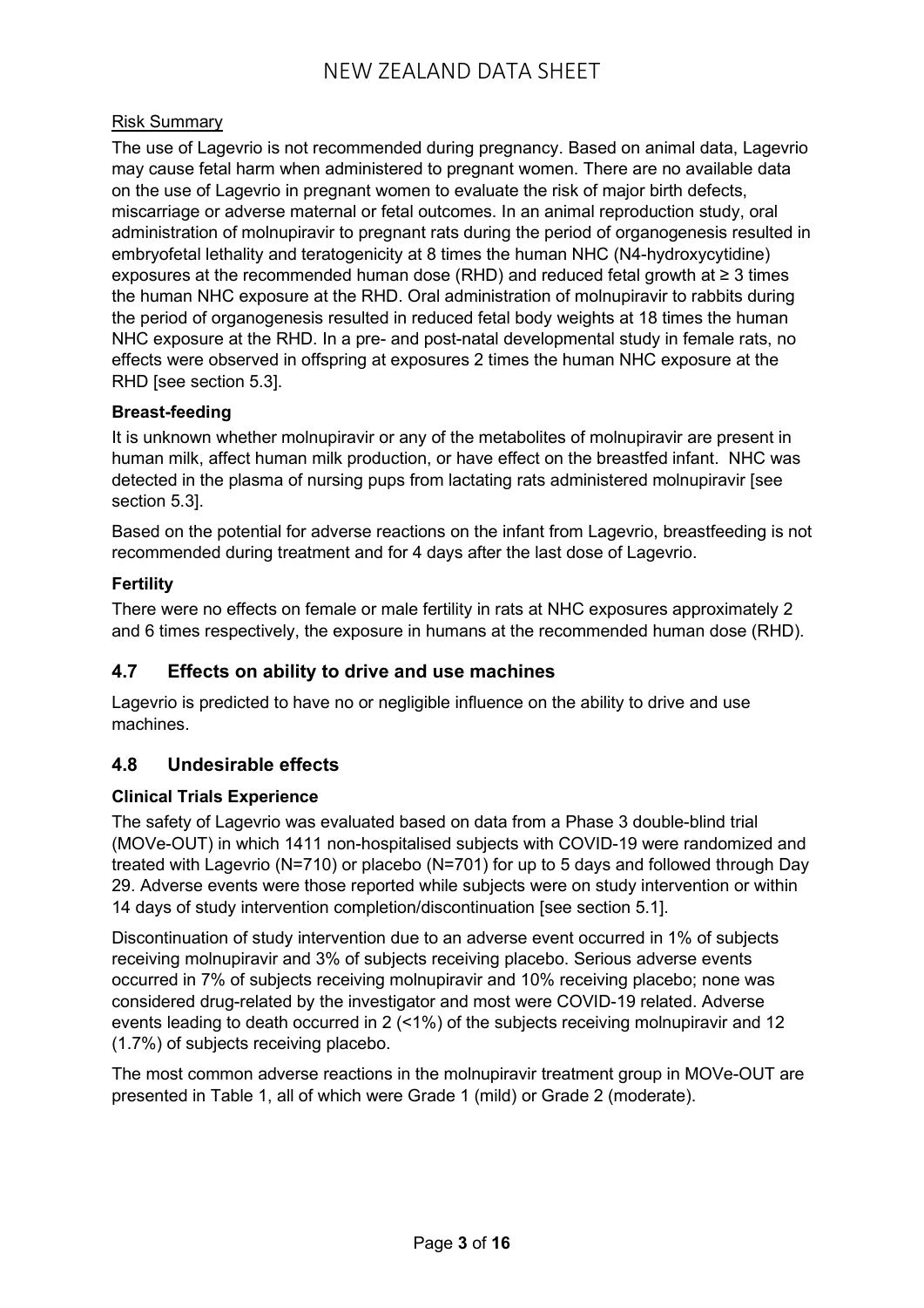Risk Summary

The use of Lagevrio is not recommended during pregnancy. Based on animal data, Lagevrio may cause fetal harm when administered to pregnant women. There are no available data on the use of Lagevrio in pregnant women to evaluate the risk of major birth defects, miscarriage or adverse maternal or fetal outcomes. In an animal reproduction study, oral administration of molnupiravir to pregnant rats during the period of organogenesis resulted in embryofetal lethality and teratogenicity at 8 times the human NHC (N4-hydroxycytidine) exposures at the recommended human dose (RHD) and reduced fetal growth at ≥ 3 times the human NHC exposure at the RHD. Oral administration of molnupiravir to rabbits during the period of organogenesis resulted in reduced fetal body weights at 18 times the human NHC exposure at the RHD. In a pre- and post-natal developmental study in female rats, no effects were observed in offspring at exposures 2 times the human NHC exposure at the RHD [see section 5.3].

**Breast-feeding**

It is unknown whether molnupiravir or any of the metabolites of molnupiravir are present in human milk, affect human milk production, or have effect on the breastfed infant. NHC was detected in the plasma of nursing pups from lactating rats administered molnupiravir [see section 5.3].

Based on the potential for adverse reactions on the infant from Lagevrio, breastfeeding is not recommended during treatment and for 4 days after the last dose of Lagevrio.

**Fertility**

There were no effects on female or male fertility in rats at NHC exposures approximately 2 and 6 times respectively, the exposure in humans at the recommended human dose (RHD).

## 4.7 Effects on ability to drive and use machines

Lagevrio is predicted to have no or negligible influence on the ability to drive and use machines.

## 4.8 Undesirable effects

**Clinical Trials Experience**

The safety of Lagevrio was evaluated based on data from a Phase 3 double-blind trial (MOVe-OUT) in which 1411 non-hospitalised subjects with COVID-19 were randomized and treated with Lagevrio (N=710) or placebo (N=701) for up to 5 days and followed through Day 29. Adverse events were those reported while subjects were on study intervention or within 14 days of study intervention completion/discontinuation [see section 5.1].

Discontinuation of study intervention due to an adverse event occurred in 1% of subjects receiving molnupiravir and 3% of subjects receiving placebo. Serious adverse events occurred in 7% of subjects receiving molnupiravir and 10% receiving placebo; none was considered drug-related by the investigator and most were COVID-19 related. Adverse events leading to death occurred in 2 (<1%) of the subjects receiving molnupiravir and 12 (1.7%) of subjects receiving placebo.

The most common adverse reactions in the molnupiravir treatment group in MOVe-OUT are presented in Table 1, all of which were Grade 1 (mild) or Grade 2 (moderate).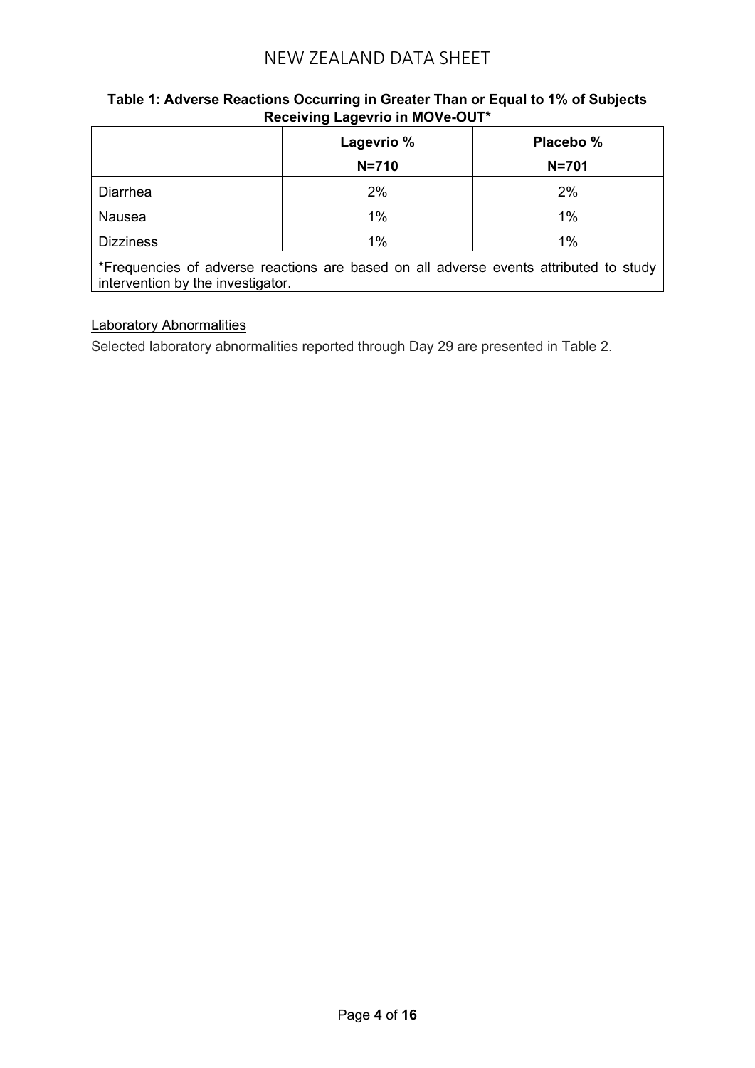**Table 1: Adverse Reactions Occurring in Greater Than or Equal to 1% of Subjects Receiving Lagevrio in MOVe-OUT***

| | Lagevrio % N=710 | Placebo % N=701 |
|---|---|---|
| Diarrhea | 2% | 2% |
| Nausea | 1% | 1% |
| Dizziness | 1% | 1% |

*Frequencies of adverse reactions are based on all adverse events attributed to study intervention by the investigator.

Laboratory Abnormalities

Selected laboratory abnormalities reported through Day 29 are presented in Table 2.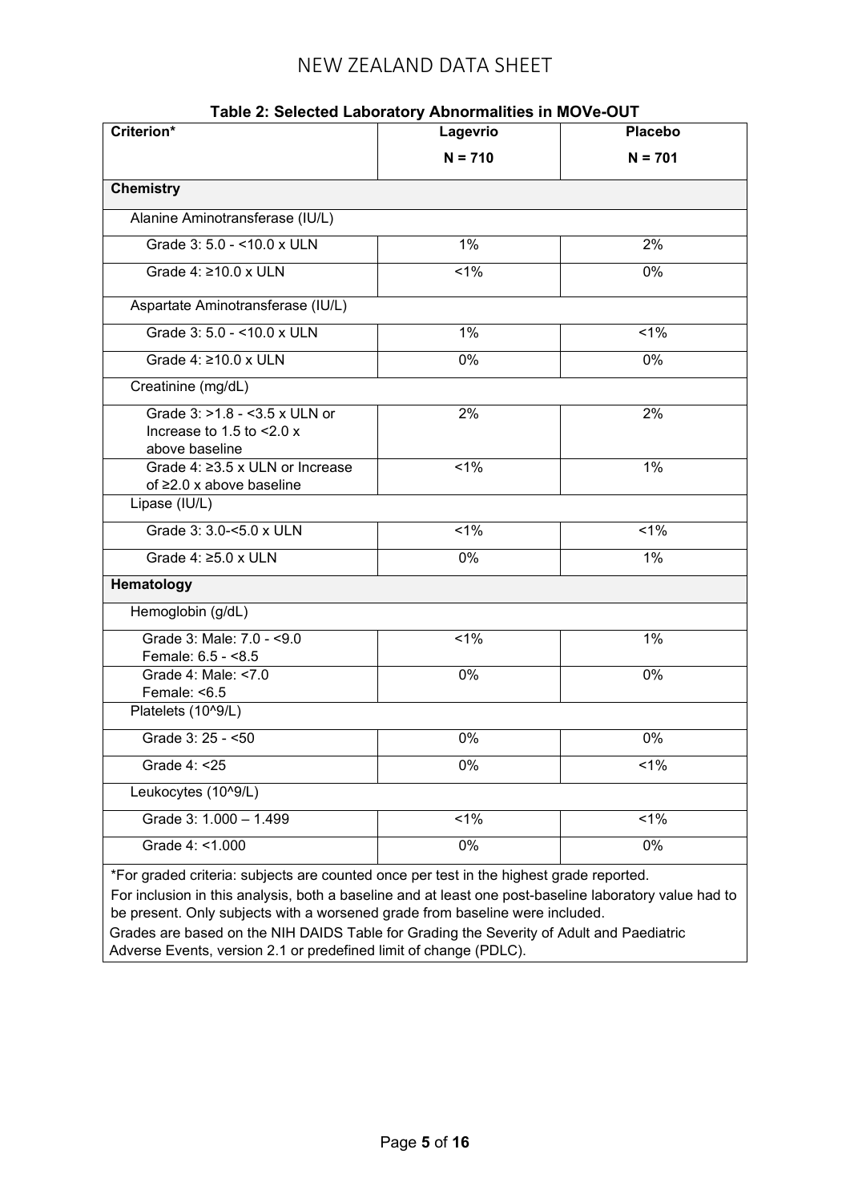**Table 2: Selected Laboratory Abnormalities in MOVe-OUT**

| Criterion* | Lagevrio<br>N = 710 | Placebo<br>N = 701 |
|---|---|---|
| **Chemistry** | | |
| Alanine Aminotransferase (IU/L) | | |
| Grade 3: 5.0 - <10.0 x ULN | 1% | 2% |
| Grade 4: ≥10.0 x ULN | <1% | 0% |
| Aspartate Aminotransferase (IU/L) | | |
| Grade 3: 5.0 - <10.0 x ULN | 1% | <1% |
| Grade 4: ≥10.0 x ULN | 0% | 0% |
| Creatinine (mg/dL) | | |
| Grade 3: >1.8 - <3.5 x ULN or Increase to 1.5 to <2.0 x above baseline | 2% | 2% |
| Grade 4: ≥3.5 x ULN or Increase of ≥2.0 x above baseline | <1% | 1% |
| Lipase (IU/L) | | |
| Grade 3: 3.0-<5.0 x ULN | <1% | <1% |
| Grade 4: ≥5.0 x ULN | 0% | 1% |
| **Hematology** | | |
| Hemoglobin (g/dL) | | |
| Grade 3: Male: 7.0 - <9.0<br>Female: 6.5 - <8.5 | <1% | 1% |
| Grade 4: Male: <7.0<br>Female: <6.5 | 0% | 0% |
| Platelets (10^9/L) | | |
| Grade 3: 25 - <50 | 0% | 0% |
| Grade 4: <25 | 0% | <1% |
| Leukocytes (10^9/L) | | |
| Grade 3: 1.000 – 1.499 | <1% | <1% |
| Grade 4: <1.000 | 0% | 0% |

*For graded criteria: subjects are counted once per test in the highest grade reported.

For inclusion in this analysis, both a baseline and at least one post-baseline laboratory value had to be present. Only subjects with a worsened grade from baseline were included.

Grades are based on the NIH DAIDS Table for Grading the Severity of Adult and Paediatric Adverse Events, version 2.1 or predefined limit of change (PDLC).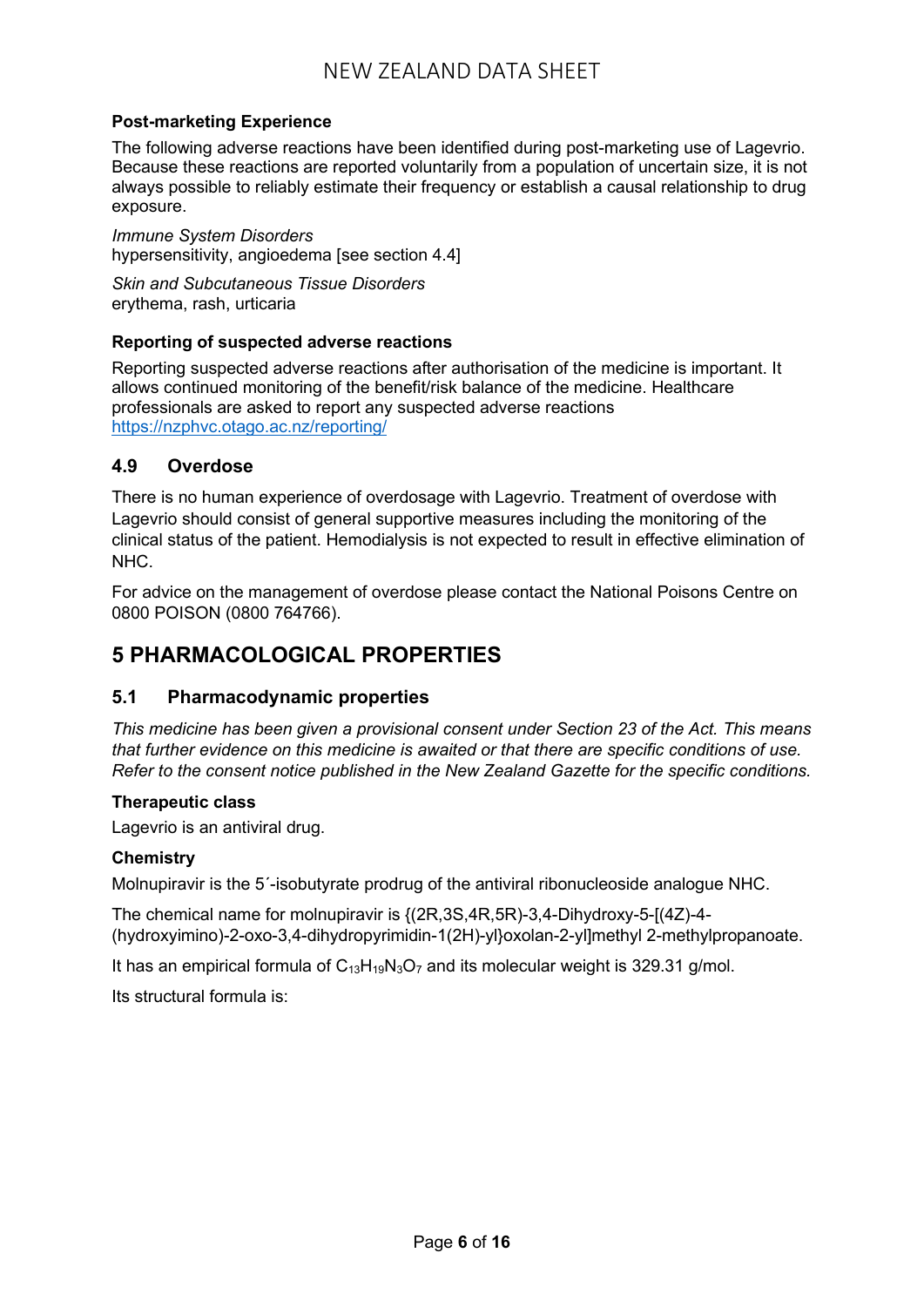**Post-marketing Experience**

The following adverse reactions have been identified during post-marketing use of Lagevrio. Because these reactions are reported voluntarily from a population of uncertain size, it is not always possible to reliably estimate their frequency or establish a causal relationship to drug exposure.

*Immune System Disorders*
hypersensitivity, angioedema [see section 4.4]

*Skin and Subcutaneous Tissue Disorders*
erythema, rash, urticaria

**Reporting of suspected adverse reactions**

Reporting suspected adverse reactions after authorisation of the medicine is important. It allows continued monitoring of the benefit/risk balance of the medicine. Healthcare professionals are asked to report any suspected adverse reactions https://nzphvc.otago.ac.nz/reporting/

## 4.9 Overdose

There is no human experience of overdosage with Lagevrio. Treatment of overdose with Lagevrio should consist of general supportive measures including the monitoring of the clinical status of the patient. Hemodialysis is not expected to result in effective elimination of NHC.

For advice on the management of overdose please contact the National Poisons Centre on 0800 POISON (0800 764766).

# 5 PHARMACOLOGICAL PROPERTIES

## 5.1 Pharmacodynamic properties

*This medicine has been given a provisional consent under Section 23 of the Act. This means that further evidence on this medicine is awaited or that there are specific conditions of use. Refer to the consent notice published in the New Zealand Gazette for the specific conditions.*

**Therapeutic class**

Lagevrio is an antiviral drug.

**Chemistry**

Molnupiravir is the 5´-isobutyrate prodrug of the antiviral ribonucleoside analogue NHC.

The chemical name for molnupiravir is {(2R,3S,4R,5R)-3,4-Dihydroxy-5-[(4Z)-4-(hydroxyimino)-2-oxo-3,4-dihydropyrimidin-1(2H)-yl}oxolan-2-yl]methyl 2-methylpropanoate.

It has an empirical formula of $C_{13}H_{19}N_3O_7$ and its molecular weight is 329.31 g/mol.

Its structural formula is: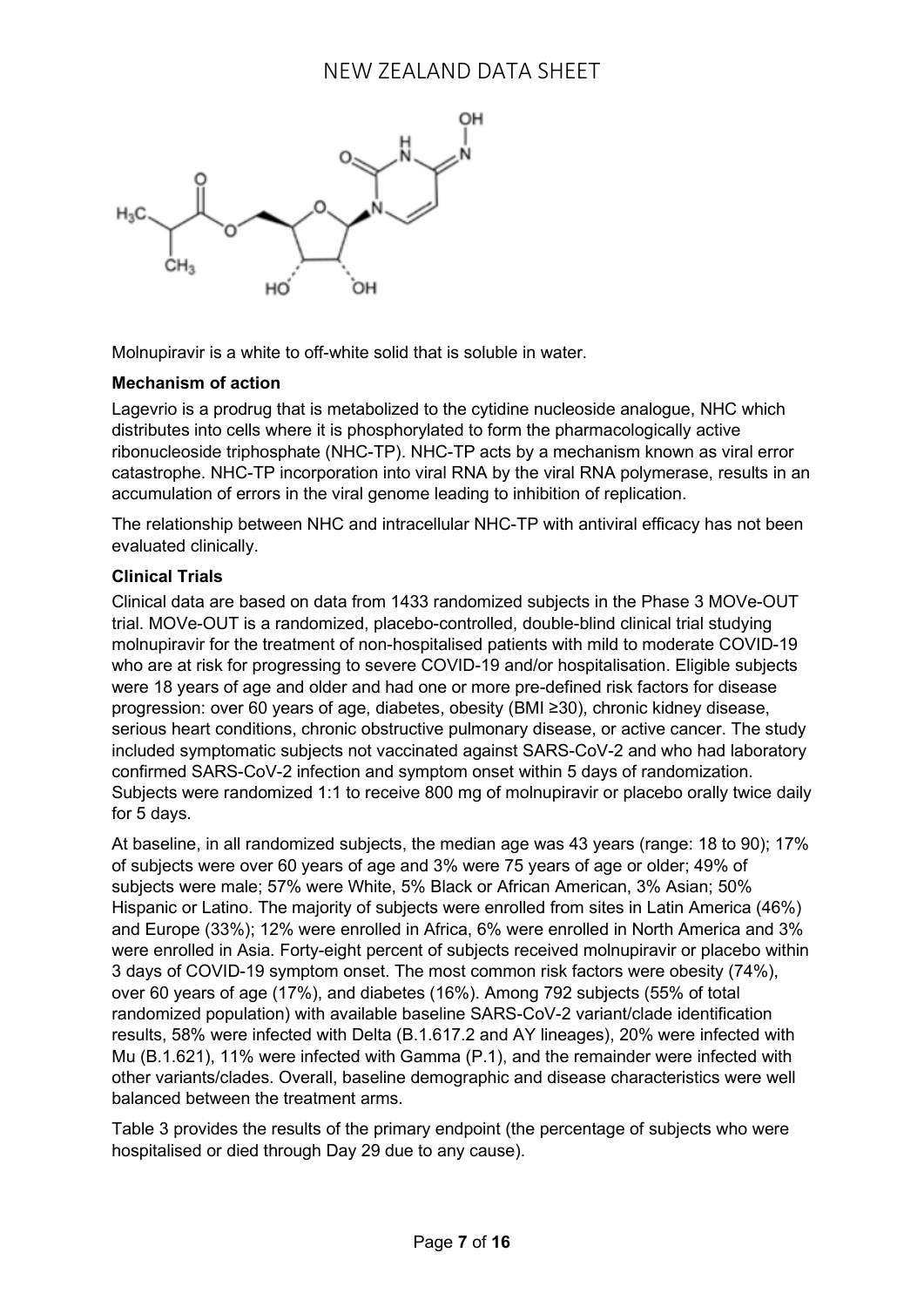Molnupiravir is a white to off-white solid that is soluble in water.

**Mechanism of action**

Lagevrio is a prodrug that is metabolized to the cytidine nucleoside analogue, NHC which distributes into cells where it is phosphorylated to form the pharmacologically active ribonucleoside triphosphate (NHC-TP). NHC-TP acts by a mechanism known as viral error catastrophe. NHC-TP incorporation into viral RNA by the viral RNA polymerase, results in an accumulation of errors in the viral genome leading to inhibition of replication.

The relationship between NHC and intracellular NHC-TP with antiviral efficacy has not been evaluated clinically.

**Clinical Trials**

Clinical data are based on data from 1433 randomized subjects in the Phase 3 MOVe-OUT trial. MOVe-OUT is a randomized, placebo-controlled, double-blind clinical trial studying molnupiravir for the treatment of non-hospitalised patients with mild to moderate COVID-19 who are at risk for progressing to severe COVID-19 and/or hospitalisation. Eligible subjects were 18 years of age and older and had one or more pre-defined risk factors for disease progression: over 60 years of age, diabetes, obesity (BMI ≥30), chronic kidney disease, serious heart conditions, chronic obstructive pulmonary disease, or active cancer. The study included symptomatic subjects not vaccinated against SARS-CoV-2 and who had laboratory confirmed SARS-CoV-2 infection and symptom onset within 5 days of randomization. Subjects were randomized 1:1 to receive 800 mg of molnupiravir or placebo orally twice daily for 5 days.

At baseline, in all randomized subjects, the median age was 43 years (range: 18 to 90); 17% of subjects were over 60 years of age and 3% were 75 years of age or older; 49% of subjects were male; 57% were White, 5% Black or African American, 3% Asian; 50% Hispanic or Latino. The majority of subjects were enrolled from sites in Latin America (46%) and Europe (33%); 12% were enrolled in Africa, 6% were enrolled in North America and 3% were enrolled in Asia. Forty-eight percent of subjects received molnupiravir or placebo within 3 days of COVID-19 symptom onset. The most common risk factors were obesity (74%), over 60 years of age (17%), and diabetes (16%). Among 792 subjects (55% of total randomized population) with available baseline SARS-CoV-2 variant/clade identification results, 58% were infected with Delta (B.1.617.2 and AY lineages), 20% were infected with Mu (B.1.621), 11% were infected with Gamma (P.1), and the remainder were infected with other variants/clades. Overall, baseline demographic and disease characteristics were well balanced between the treatment arms.

Table 3 provides the results of the primary endpoint (the percentage of subjects who were hospitalised or died through Day 29 due to any cause).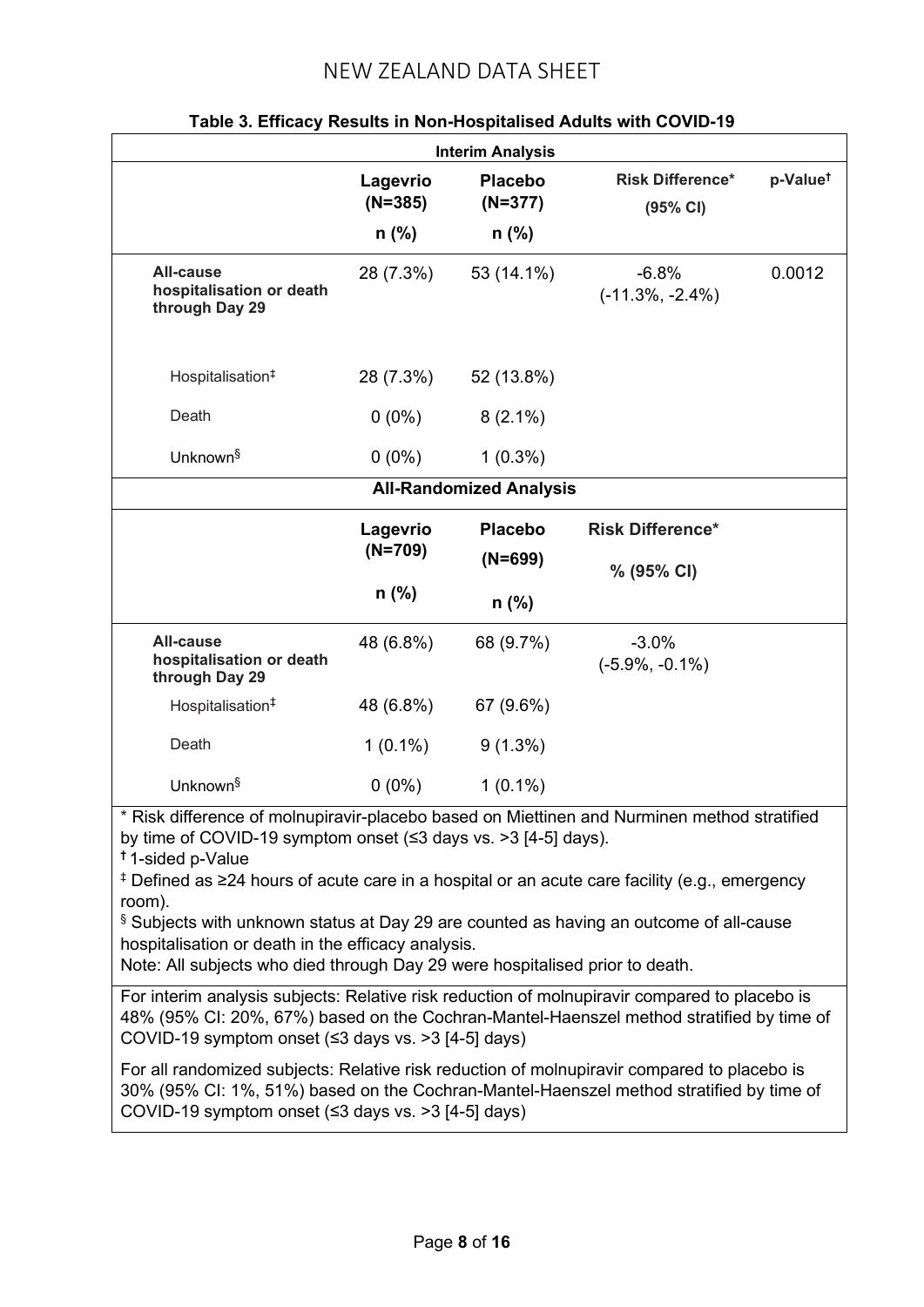**Table 3. Efficacy Results in Non-Hospitalised Adults with COVID-19**

| Interim Analysis | | | | |
|---|---|---|---|---|
| | Lagevrio (N=385) n (%) | Placebo (N=377) n (%) | Risk Difference* (95% CI) | p-Value† |
| **All-cause hospitalisation or death through Day 29** | 28 (7.3%) | 53 (14.1%) | -6.8% (-11.3%, -2.4%) | 0.0012 |
| Hospitalisation‡ | 28 (7.3%) | 52 (13.8%) | | |
| Death | 0 (0%) | 8 (2.1%) | | |
| Unknown§ | 0 (0%) | 1 (0.3%) | | |
| **All-Randomized Analysis** | | | | |
| | **Lagevrio (N=709) n (%)** | **Placebo (N=699) n (%)** | **Risk Difference* % (95% CI)** | |
| **All-cause hospitalisation or death through Day 29** | 48 (6.8%) | 68 (9.7%) | -3.0% (-5.9%, -0.1%) | |
| Hospitalisation‡ | 48 (6.8%) | 67 (9.6%) | | |
| Death | 1 (0.1%) | 9 (1.3%) | | |
| Unknown§ | 0 (0%) | 1 (0.1%) | | |

* Risk difference of molnupiravir-placebo based on Miettinen and Nurminen method stratified by time of COVID-19 symptom onset (≤3 days vs. >3 [4-5] days).

† 1-sided p-Value

‡ Defined as ≥24 hours of acute care in a hospital or an acute care facility (e.g., emergency room).

§ Subjects with unknown status at Day 29 are counted as having an outcome of all-cause hospitalisation or death in the efficacy analysis.

Note: All subjects who died through Day 29 were hospitalised prior to death.

For interim analysis subjects: Relative risk reduction of molnupiravir compared to placebo is 48% (95% CI: 20%, 67%) based on the Cochran-Mantel-Haenszel method stratified by time of COVID-19 symptom onset (≤3 days vs. >3 [4-5] days)

For all randomized subjects: Relative risk reduction of molnupiravir compared to placebo is 30% (95% CI: 1%, 51%) based on the Cochran-Mantel-Haenszel method stratified by time of COVID-19 symptom onset (≤3 days vs. >3 [4-5] days)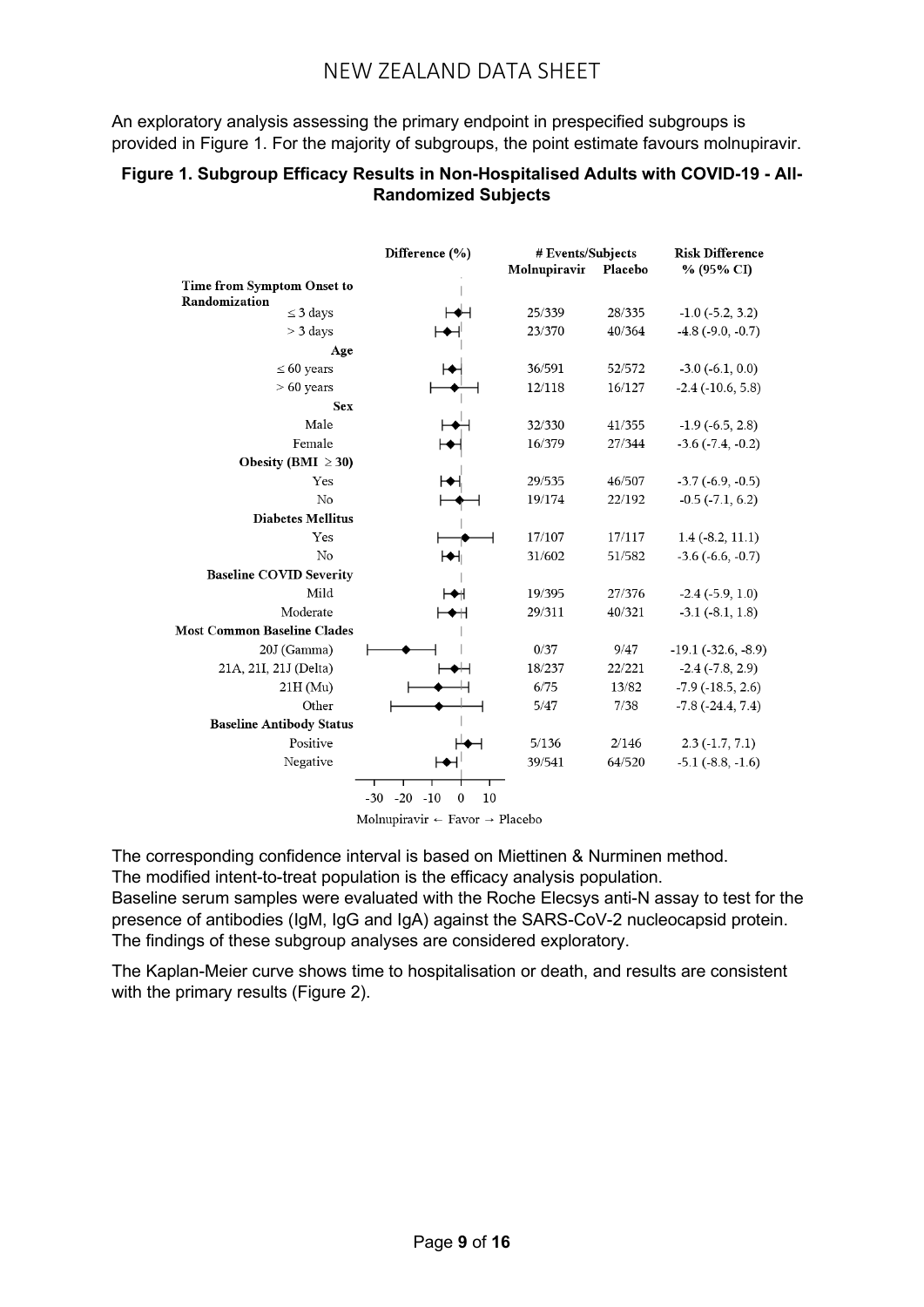An exploratory analysis assessing the primary endpoint in prespecified subgroups is provided in Figure 1. For the majority of subgroups, the point estimate favours molnupiravir.

**Figure 1. Subgroup Efficacy Results in Non-Hospitalised Adults with COVID-19 - All-Randomized Subjects**

| | # Events/Subjects Molnupiravir | # Events/Subjects Placebo | Risk Difference % (95% CI) |
|---|---|---|---|
| **Time from Symptom Onset to Randomization** | | | |
| ≤ 3 days | 25/339 | 28/335 | -1.0 (-5.2, 3.2) |
| > 3 days | 23/370 | 40/364 | -4.8 (-9.0, -0.7) |
| **Age** | | | |
| ≤ 60 years | 36/591 | 52/572 | -3.0 (-6.1, 0.0) |
| > 60 years | 12/118 | 16/127 | -2.4 (-10.6, 5.8) |
| **Sex** | | | |
| Male | 32/330 | 41/355 | -1.9 (-6.5, 2.8) |
| Female | 16/379 | 27/344 | -3.6 (-7.4, -0.2) |
| **Obesity (BMI ≥ 30)** | | | |
| Yes | 29/535 | 46/507 | -3.7 (-6.9, -0.5) |
| No | 19/174 | 22/192 | -0.5 (-7.1, 6.2) |
| **Diabetes Mellitus** | | | |
| Yes | 17/107 | 17/117 | 1.4 (-8.2, 11.1) |
| No | 31/602 | 51/582 | -3.6 (-6.6, -0.7) |
| **Baseline COVID Severity** | | | |
| Mild | 19/395 | 27/376 | -2.4 (-5.9, 1.0) |
| Moderate | 29/311 | 40/321 | -3.1 (-8.1, 1.8) |
| **Most Common Baseline Clades** | | | |
| 20J (Gamma) | 0/37 | 9/47 | -19.1 (-32.6, -8.9) |
| 21A, 21I, 21J (Delta) | 18/237 | 22/221 | -2.4 (-7.8, 2.9) |
| 21H (Mu) | 6/75 | 13/82 | -7.9 (-18.5, 2.6) |
| Other | 5/47 | 7/38 | -7.8 (-24.4, 7.4) |
| **Baseline Antibody Status** | | | |
| Positive | 5/136 | 2/146 | 2.3 (-1.7, 7.1) |
| Negative | 39/541 | 64/520 | -5.1 (-8.8, -1.6) |

Difference (%): Molnupiravir ← Favor → Placebo

The corresponding confidence interval is based on Miettinen & Nurminen method.
The modified intent-to-treat population is the efficacy analysis population.
Baseline serum samples were evaluated with the Roche Elecsys anti-N assay to test for the presence of antibodies (IgM, IgG and IgA) against the SARS-CoV-2 nucleocapsid protein.
The findings of these subgroup analyses are considered exploratory.

The Kaplan-Meier curve shows time to hospitalisation or death, and results are consistent with the primary results (Figure 2).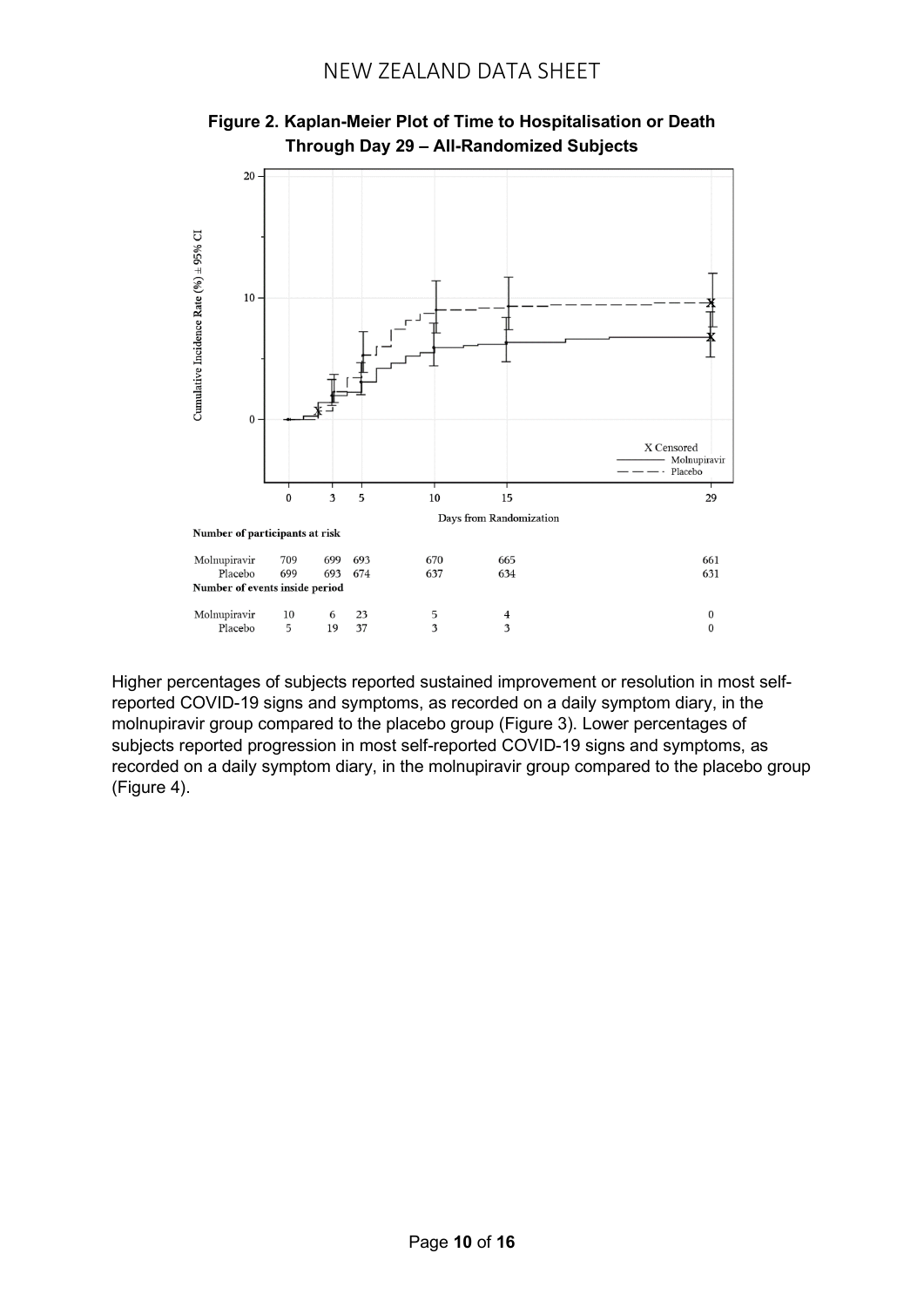**Figure 2. Kaplan-Meier Plot of Time to Hospitalisation or Death Through Day 29 – All-Randomized Subjects**

Cumulative Incidence Rate (%) ± 95% CI

20

10

0

X Censored
Molnupiravir
Placebo

0 3 5 10 15 29

Days from Randomization

Number of participants at risk

Molnupiravir 709 699 693 670 665 661
Placebo 699 693 674 637 634 631

Number of events inside period

Molnupiravir 10 6 23 5 4 0
Placebo 5 19 37 3 3 0

Higher percentages of subjects reported sustained improvement or resolution in most self-reported COVID-19 signs and symptoms, as recorded on a daily symptom diary, in the molnupiravir group compared to the placebo group (Figure 3). Lower percentages of subjects reported progression in most self-reported COVID-19 signs and symptoms, as recorded on a daily symptom diary, in the molnupiravir group compared to the placebo group (Figure 4).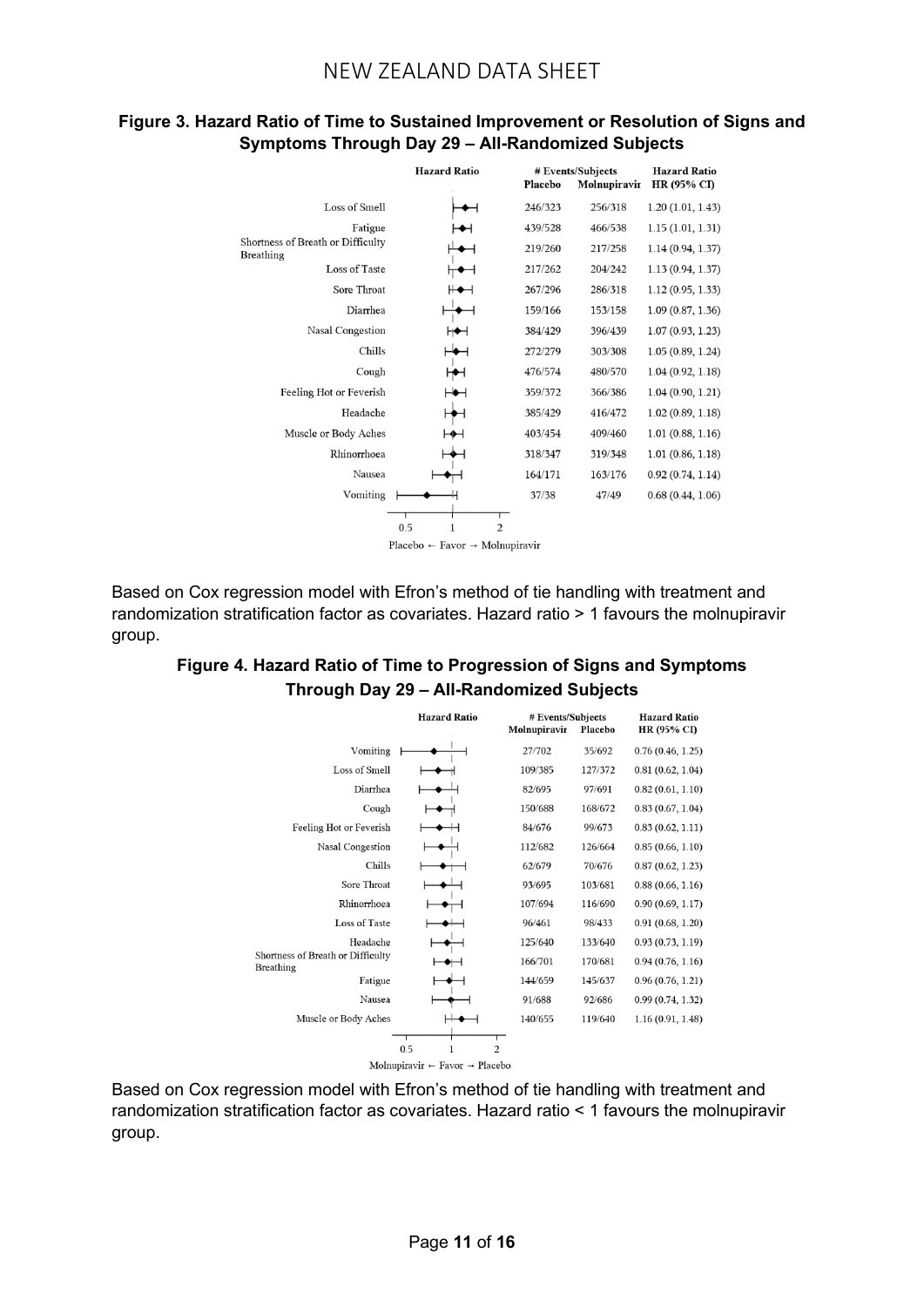**Figure 3. Hazard Ratio of Time to Sustained Improvement or Resolution of Signs and Symptoms Through Day 29 – All-Randomized Subjects**

Hazard Ratio

# Events/Subjects

Placebo Molnupiravir

Hazard Ratio HR (95% CI)

Loss of Smell 246/323 256/318 1.20 (1.01, 1.43)

Fatigue 439/528 466/538 1.15 (1.01, 1.31)

Shortness of Breath or Difficulty Breathing 219/260 217/258 1.14 (0.94, 1.37)

Loss of Taste 217/262 204/242 1.13 (0.94, 1.37)

Sore Throat 267/296 286/318 1.12 (0.95, 1.33)

Diarrhea 159/166 153/158 1.09 (0.87, 1.36)

Nasal Congestion 384/429 396/439 1.07 (0.93, 1.23)

Chills 272/279 303/308 1.05 (0.89, 1.24)

Cough 476/574 480/570 1.04 (0.92, 1.18)

Feeling Hot or Feverish 359/372 366/386 1.04 (0.90, 1.21)

Headache 385/429 416/472 1.02 (0.89, 1.18)

Muscle or Body Aches 403/454 409/460 1.01 (0.88, 1.16)

Rhinorrhoea 318/347 319/348 1.01 (0.86, 1.18)

Nausea 164/171 163/176 0.92 (0.74, 1.14)

Vomiting 37/38 47/49 0.68 (0.44, 1.06)

0.5 1 2

Placebo ← Favor → Molnupiravir

Based on Cox regression model with Efron's method of tie handling with treatment and randomization stratification factor as covariates. Hazard ratio > 1 favours the molnupiravir group.

**Figure 4. Hazard Ratio of Time to Progression of Signs and Symptoms Through Day 29 – All-Randomized Subjects**

Hazard Ratio

# Events/Subjects

Molnupiravir Placebo

Hazard Ratio HR (95% CI)

Vomiting 27/702 35/692 0.76 (0.46, 1.25)

Loss of Smell 109/385 127/372 0.81 (0.62, 1.04)

Diarrhea 82/695 97/691 0.82 (0.61, 1.10)

Cough 150/688 168/672 0.83 (0.67, 1.04)

Feeling Hot or Feverish 84/676 99/673 0.83 (0.62, 1.11)

Nasal Congestion 112/682 126/664 0.85 (0.66, 1.10)

Chills 62/679 70/676 0.87 (0.62, 1.23)

Sore Throat 93/695 103/681 0.88 (0.66, 1.16)

Rhinorrhoea 107/694 116/690 0.90 (0.69, 1.17)

Loss of Taste 96/461 98/433 0.91 (0.68, 1.20)

Headache 125/640 133/640 0.93 (0.73, 1.19)

Shortness of Breath or Difficulty Breathing 166/701 170/681 0.94 (0.76, 1.16)

Fatigue 144/659 145/637 0.96 (0.76, 1.21)

Nausea 91/688 92/686 0.99 (0.74, 1.32)

Muscle or Body Aches 140/655 119/640 1.16 (0.91, 1.48)

0.5 1 2

Molnupiravir ← Favor → Placebo

Based on Cox regression model with Efron's method of tie handling with treatment and randomization stratification factor as covariates. Hazard ratio < 1 favours the molnupiravir group.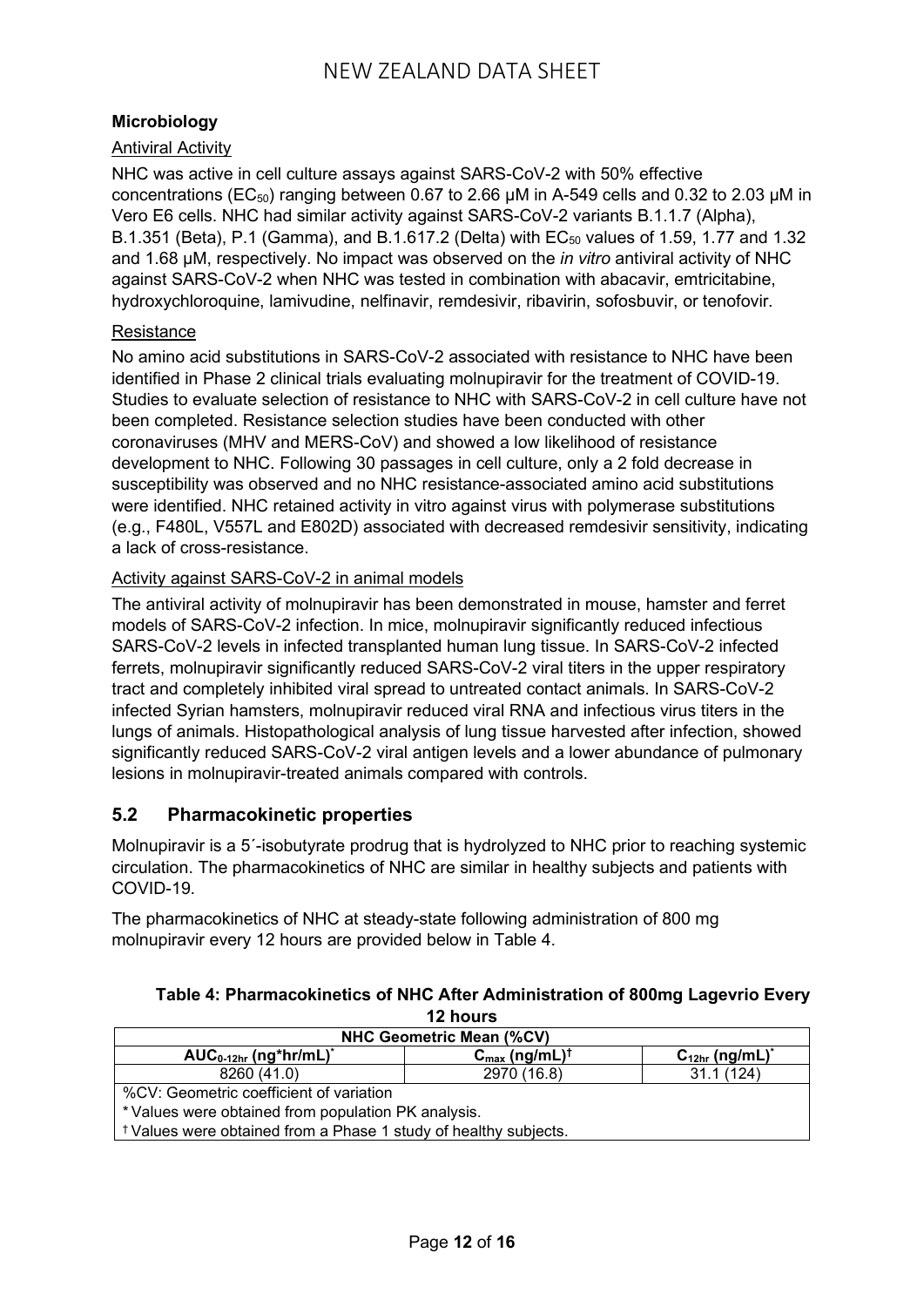**Microbiology**

Antiviral Activity

NHC was active in cell culture assays against SARS-CoV-2 with 50% effective concentrations ($EC_{50}$) ranging between 0.67 to 2.66 µM in A-549 cells and 0.32 to 2.03 µM in Vero E6 cells. NHC had similar activity against SARS-CoV-2 variants B.1.1.7 (Alpha), B.1.351 (Beta), P.1 (Gamma), and B.1.617.2 (Delta) with $EC_{50}$ values of 1.59, 1.77 and 1.32 and 1.68 µM, respectively. No impact was observed on the *in vitro* antiviral activity of NHC against SARS-CoV-2 when NHC was tested in combination with abacavir, emtricitabine, hydroxychloroquine, lamivudine, nelfinavir, remdesivir, ribavirin, sofosbuvir, or tenofovir.

Resistance

No amino acid substitutions in SARS-CoV-2 associated with resistance to NHC have been identified in Phase 2 clinical trials evaluating molnupiravir for the treatment of COVID-19. Studies to evaluate selection of resistance to NHC with SARS-CoV-2 in cell culture have not been completed. Resistance selection studies have been conducted with other coronaviruses (MHV and MERS-CoV) and showed a low likelihood of resistance development to NHC. Following 30 passages in cell culture, only a 2 fold decrease in susceptibility was observed and no NHC resistance-associated amino acid substitutions were identified. NHC retained activity in vitro against virus with polymerase substitutions (e.g., F480L, V557L and E802D) associated with decreased remdesivir sensitivity, indicating a lack of cross-resistance.

Activity against SARS-CoV-2 in animal models

The antiviral activity of molnupiravir has been demonstrated in mouse, hamster and ferret models of SARS-CoV-2 infection. In mice, molnupiravir significantly reduced infectious SARS-CoV-2 levels in infected transplanted human lung tissue. In SARS-CoV-2 infected ferrets, molnupiravir significantly reduced SARS-CoV-2 viral titers in the upper respiratory tract and completely inhibited viral spread to untreated contact animals. In SARS-CoV-2 infected Syrian hamsters, molnupiravir reduced viral RNA and infectious virus titers in the lungs of animals. Histopathological analysis of lung tissue harvested after infection, showed significantly reduced SARS-CoV-2 viral antigen levels and a lower abundance of pulmonary lesions in molnupiravir-treated animals compared with controls.

## 5.2 Pharmacokinetic properties

Molnupiravir is a 5´-isobutyrate prodrug that is hydrolyzed to NHC prior to reaching systemic circulation. The pharmacokinetics of NHC are similar in healthy subjects and patients with COVID-19.

The pharmacokinetics of NHC at steady-state following administration of 800 mg molnupiravir every 12 hours are provided below in Table 4.

**Table 4: Pharmacokinetics of NHC After Administration of 800mg Lagevrio Every 12 hours**

| NHC Geometric Mean (%CV) | | |
|---|---|---|
| $AUC_{0\text{-}12hr}$ (ng*hr/mL)* | $C_{max}$ (ng/mL)† | $C_{12hr}$ (ng/mL)* |
| 8260 (41.0) | 2970 (16.8) | 31.1 (124) |

%CV: Geometric coefficient of variation
* Values were obtained from population PK analysis.
† Values were obtained from a Phase 1 study of healthy subjects.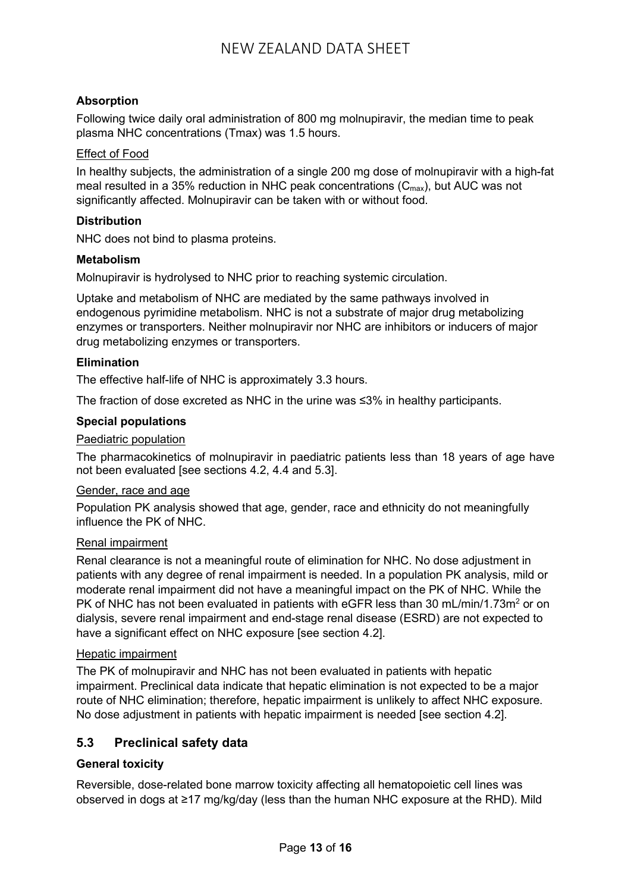### Absorption

Following twice daily oral administration of 800 mg molnupiravir, the median time to peak plasma NHC concentrations (Tmax) was 1.5 hours.

Effect of Food

In healthy subjects, the administration of a single 200 mg dose of molnupiravir with a high-fat meal resulted in a 35% reduction in NHC peak concentrations ($C_{max}$), but AUC was not significantly affected. Molnupiravir can be taken with or without food.

### Distribution

NHC does not bind to plasma proteins.

### Metabolism

Molnupiravir is hydrolysed to NHC prior to reaching systemic circulation.

Uptake and metabolism of NHC are mediated by the same pathways involved in endogenous pyrimidine metabolism. NHC is not a substrate of major drug metabolizing enzymes or transporters. Neither molnupiravir nor NHC are inhibitors or inducers of major drug metabolizing enzymes or transporters.

### Elimination

The effective half-life of NHC is approximately 3.3 hours.

The fraction of dose excreted as NHC in the urine was ≤3% in healthy participants.

### Special populations

Paediatric population

The pharmacokinetics of molnupiravir in paediatric patients less than 18 years of age have not been evaluated [see sections 4.2, 4.4 and 5.3].

Gender, race and age

Population PK analysis showed that age, gender, race and ethnicity do not meaningfully influence the PK of NHC.

Renal impairment

Renal clearance is not a meaningful route of elimination for NHC. No dose adjustment in patients with any degree of renal impairment is needed. In a population PK analysis, mild or moderate renal impairment did not have a meaningful impact on the PK of NHC. While the PK of NHC has not been evaluated in patients with eGFR less than 30 mL/min/1.73m$^2$ or on dialysis, severe renal impairment and end-stage renal disease (ESRD) are not expected to have a significant effect on NHC exposure [see section 4.2].

Hepatic impairment

The PK of molnupiravir and NHC has not been evaluated in patients with hepatic impairment. Preclinical data indicate that hepatic elimination is not expected to be a major route of NHC elimination; therefore, hepatic impairment is unlikely to affect NHC exposure. No dose adjustment in patients with hepatic impairment is needed [see section 4.2].

## 5.3 Preclinical safety data

### General toxicity

Reversible, dose-related bone marrow toxicity affecting all hematopoietic cell lines was observed in dogs at ≥17 mg/kg/day (less than the human NHC exposure at the RHD). Mild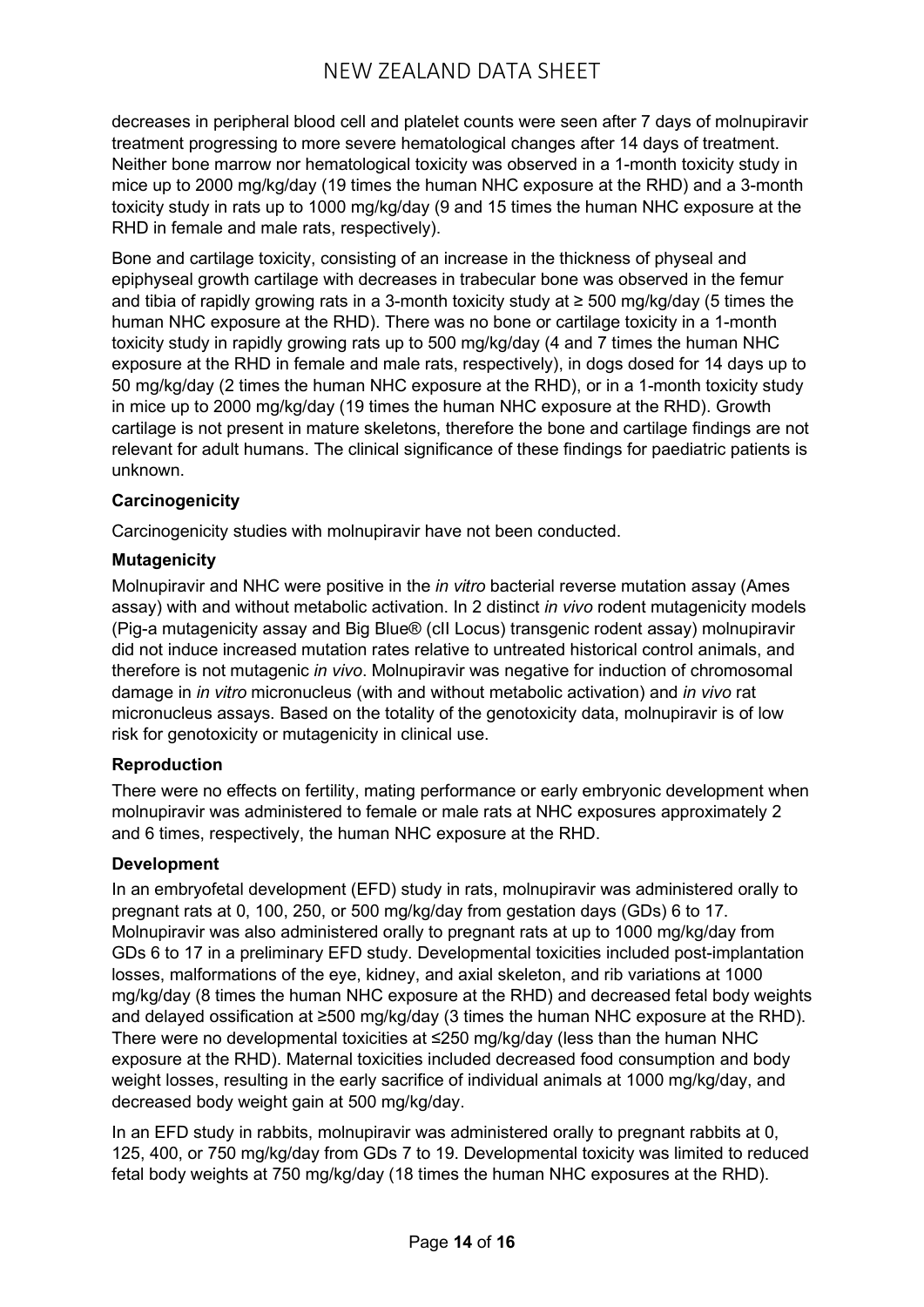decreases in peripheral blood cell and platelet counts were seen after 7 days of molnupiravir treatment progressing to more severe hematological changes after 14 days of treatment. Neither bone marrow nor hematological toxicity was observed in a 1-month toxicity study in mice up to 2000 mg/kg/day (19 times the human NHC exposure at the RHD) and a 3-month toxicity study in rats up to 1000 mg/kg/day (9 and 15 times the human NHC exposure at the RHD in female and male rats, respectively).

Bone and cartilage toxicity, consisting of an increase in the thickness of physeal and epiphyseal growth cartilage with decreases in trabecular bone was observed in the femur and tibia of rapidly growing rats in a 3-month toxicity study at ≥ 500 mg/kg/day (5 times the human NHC exposure at the RHD). There was no bone or cartilage toxicity in a 1-month toxicity study in rapidly growing rats up to 500 mg/kg/day (4 and 7 times the human NHC exposure at the RHD in female and male rats, respectively), in dogs dosed for 14 days up to 50 mg/kg/day (2 times the human NHC exposure at the RHD), or in a 1-month toxicity study in mice up to 2000 mg/kg/day (19 times the human NHC exposure at the RHD). Growth cartilage is not present in mature skeletons, therefore the bone and cartilage findings are not relevant for adult humans. The clinical significance of these findings for paediatric patients is unknown.

**Carcinogenicity**

Carcinogenicity studies with molnupiravir have not been conducted.

**Mutagenicity**

Molnupiravir and NHC were positive in the *in vitro* bacterial reverse mutation assay (Ames assay) with and without metabolic activation. In 2 distinct *in vivo* rodent mutagenicity models (Pig-a mutagenicity assay and Big Blue® (cII Locus) transgenic rodent assay) molnupiravir did not induce increased mutation rates relative to untreated historical control animals, and therefore is not mutagenic *in vivo*. Molnupiravir was negative for induction of chromosomal damage in *in vitro* micronucleus (with and without metabolic activation) and *in vivo* rat micronucleus assays. Based on the totality of the genotoxicity data, molnupiravir is of low risk for genotoxicity or mutagenicity in clinical use.

**Reproduction**

There were no effects on fertility, mating performance or early embryonic development when molnupiravir was administered to female or male rats at NHC exposures approximately 2 and 6 times, respectively, the human NHC exposure at the RHD.

**Development**

In an embryofetal development (EFD) study in rats, molnupiravir was administered orally to pregnant rats at 0, 100, 250, or 500 mg/kg/day from gestation days (GDs) 6 to 17. Molnupiravir was also administered orally to pregnant rats at up to 1000 mg/kg/day from GDs 6 to 17 in a preliminary EFD study. Developmental toxicities included post-implantation losses, malformations of the eye, kidney, and axial skeleton, and rib variations at 1000 mg/kg/day (8 times the human NHC exposure at the RHD) and decreased fetal body weights and delayed ossification at ≥500 mg/kg/day (3 times the human NHC exposure at the RHD). There were no developmental toxicities at ≤250 mg/kg/day (less than the human NHC exposure at the RHD). Maternal toxicities included decreased food consumption and body weight losses, resulting in the early sacrifice of individual animals at 1000 mg/kg/day, and decreased body weight gain at 500 mg/kg/day.

In an EFD study in rabbits, molnupiravir was administered orally to pregnant rabbits at 0, 125, 400, or 750 mg/kg/day from GDs 7 to 19. Developmental toxicity was limited to reduced fetal body weights at 750 mg/kg/day (18 times the human NHC exposures at the RHD).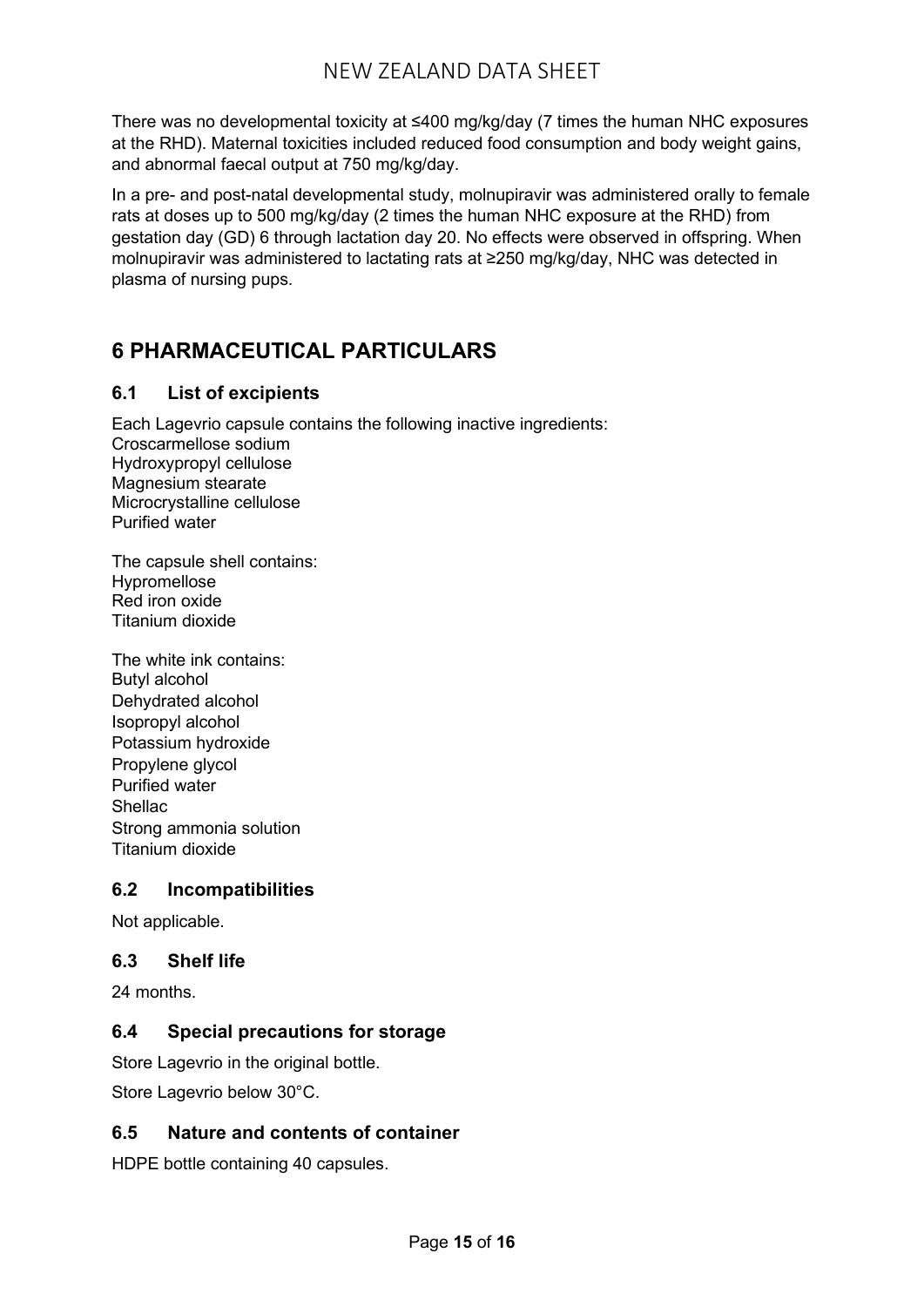There was no developmental toxicity at ≤400 mg/kg/day (7 times the human NHC exposures at the RHD). Maternal toxicities included reduced food consumption and body weight gains, and abnormal faecal output at 750 mg/kg/day.

In a pre- and post-natal developmental study, molnupiravir was administered orally to female rats at doses up to 500 mg/kg/day (2 times the human NHC exposure at the RHD) from gestation day (GD) 6 through lactation day 20. No effects were observed in offspring. When molnupiravir was administered to lactating rats at ≥250 mg/kg/day, NHC was detected in plasma of nursing pups.

# 6 PHARMACEUTICAL PARTICULARS

## 6.1 List of excipients

Each Lagevrio capsule contains the following inactive ingredients:
Croscarmellose sodium
Hydroxypropyl cellulose
Magnesium stearate
Microcrystalline cellulose
Purified water

The capsule shell contains:
Hypromellose
Red iron oxide
Titanium dioxide

The white ink contains:
Butyl alcohol
Dehydrated alcohol
Isopropyl alcohol
Potassium hydroxide
Propylene glycol
Purified water
Shellac
Strong ammonia solution
Titanium dioxide

## 6.2 Incompatibilities

Not applicable.

## 6.3 Shelf life

24 months.

## 6.4 Special precautions for storage

Store Lagevrio in the original bottle.

Store Lagevrio below 30°C.

## 6.5 Nature and contents of container

HDPE bottle containing 40 capsules.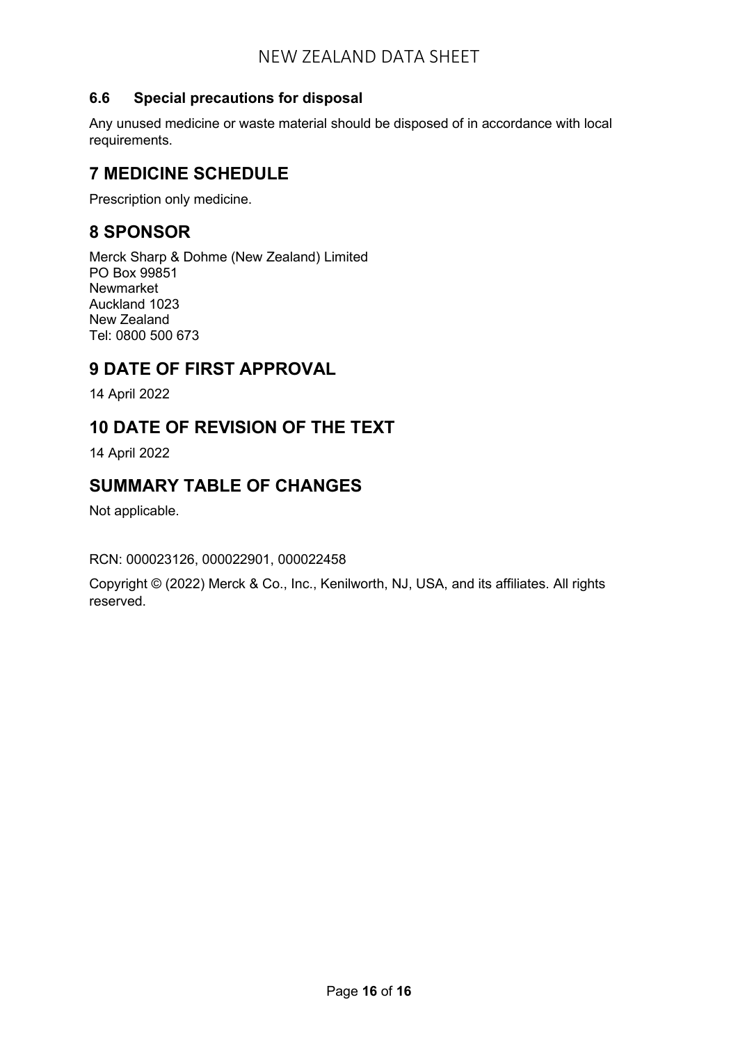### 6.6 Special precautions for disposal

Any unused medicine or waste material should be disposed of in accordance with local requirements.

## 7 MEDICINE SCHEDULE

Prescription only medicine.

## 8 SPONSOR

Merck Sharp & Dohme (New Zealand) Limited
PO Box 99851
Newmarket
Auckland 1023
New Zealand
Tel: 0800 500 673

## 9 DATE OF FIRST APPROVAL

14 April 2022

## 10 DATE OF REVISION OF THE TEXT

14 April 2022

## SUMMARY TABLE OF CHANGES

Not applicable.

RCN: 000023126, 000022901, 000022458

Copyright © (2022) Merck & Co., Inc., Kenilworth, NJ, USA, and its affiliates. All rights reserved.